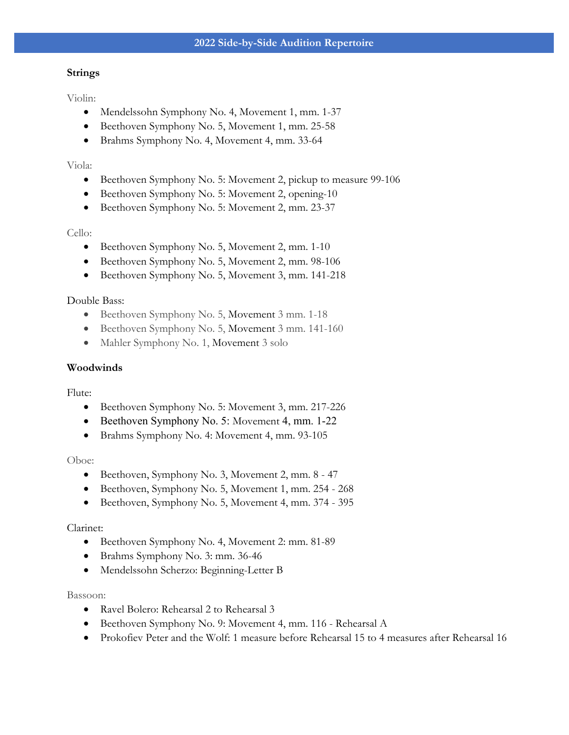# 2022 Side-by-Side Audition Repertoire

## Strings

Violin:

- Mendelssohn Symphony No. 4, Movement 1, mm. 1-37
- Beethoven Symphony No. 5, Movement 1, mm. 25-58
- Brahms Symphony No. 4, Movement 4, mm. 33-64

Viola:

- Beethoven Symphony No. 5: Movement 2, pickup to measure 99-106
- Beethoven Symphony No. 5: Movement 2, opening-10
- Beethoven Symphony No. 5: Movement 2, mm. 23-37

Cello:

- Beethoven Symphony No. 5, Movement 2, mm. 1-10
- Beethoven Symphony No. 5, Movement 2, mm. 98-106
- Beethoven Symphony No. 5, Movement 3, mm. 141-218

Double Bass:

- Beethoven Symphony No. 5, Movement 3 mm. 1-18
- Beethoven Symphony No. 5, Movement 3 mm. 141-160
- Mahler Symphony No. 1, Movement 3 solo

## Woodwinds

Flute:

- Beethoven Symphony No. 5: Movement 3, mm. 217-226
- Beethoven Symphony No. 5: Movement 4, mm. 1-22
- Brahms Symphony No. 4: Movement 4, mm. 93-105

Oboe:

- Beethoven, Symphony No. 3, Movement 2, mm. 8 - 47
- Beethoven, Symphony No. 5, Movement 1, mm. 254 - 268
- Beethoven, Symphony No. 5, Movement 4, mm. 374 - 395

Clarinet:

- Beethoven Symphony No. 4, Movement 2: mm. 81-89
- Brahms Symphony No. 3: mm. 36-46
- Mendelssohn Scherzo: Beginning-Letter B

Bassoon:

- Ravel Bolero: Rehearsal 2 to Rehearsal 3
- Beethoven Symphony No. 9: Movement 4, mm. 116 - Rehearsal A
- Prokofiev Peter and the Wolf: 1 measure before Rehearsal 15 to 4 measures after Rehearsal 16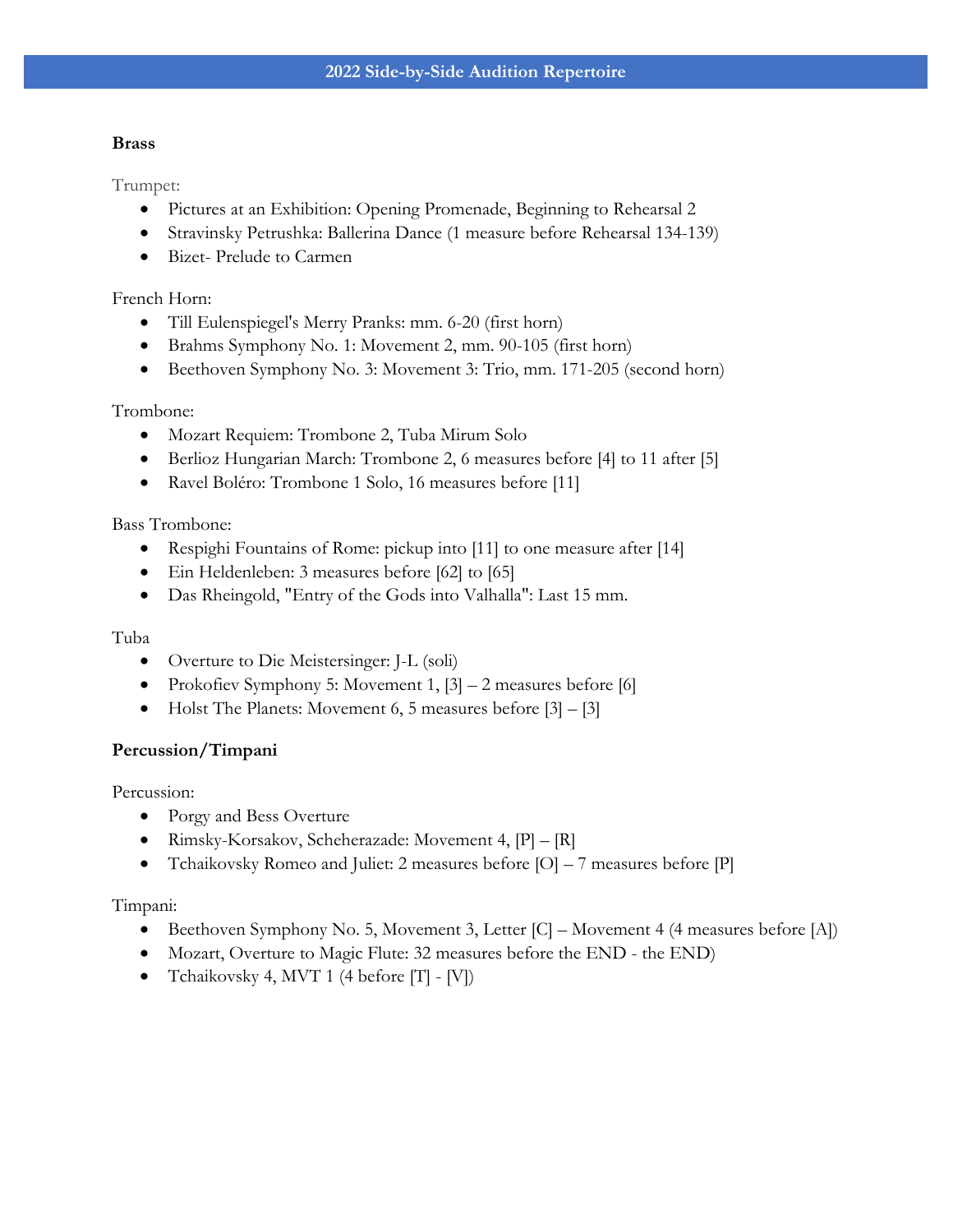# 2022 Side-by-Side Audition Repertoire

**Brass**

Trumpet:

- Pictures at an Exhibition: Opening Promenade, Beginning to Rehearsal 2
- Stravinsky Petrushka: Ballerina Dance (1 measure before Rehearsal 134-139)
- Bizet- Prelude to Carmen

French Horn:

- Till Eulenspiegel's Merry Pranks: mm. 6-20 (first horn)
- Brahms Symphony No. 1: Movement 2, mm. 90-105 (first horn)
- Beethoven Symphony No. 3: Movement 3: Trio, mm. 171-205 (second horn)

Trombone:

- Mozart Requiem: Trombone 2, Tuba Mirum Solo
- Berlioz Hungarian March: Trombone 2, 6 measures before [4] to 11 after [5]
- Ravel Boléro: Trombone 1 Solo, 16 measures before [11]

Bass Trombone:

- Respighi Fountains of Rome: pickup into [11] to one measure after [14]
- Ein Heldenleben: 3 measures before [62] to [65]
- Das Rheingold, "Entry of the Gods into Valhalla": Last 15 mm.

Tuba

- Overture to Die Meistersinger: J-L (soli)
- Prokofiev Symphony 5: Movement 1, [3] – 2 measures before [6]
- Holst The Planets: Movement 6, 5 measures before [3] – [3]

**Percussion/Timpani**

Percussion:

- Porgy and Bess Overture
- Rimsky-Korsakov, Scheherazade: Movement 4, [P] – [R]
- Tchaikovsky Romeo and Juliet: 2 measures before [O] – 7 measures before [P]

Timpani:

- Beethoven Symphony No. 5, Movement 3, Letter [C] – Movement 4 (4 measures before [A])
- Mozart, Overture to Magic Flute: 32 measures before the END - the END)
- Tchaikovsky 4, MVT 1 (4 before [T] - [V])